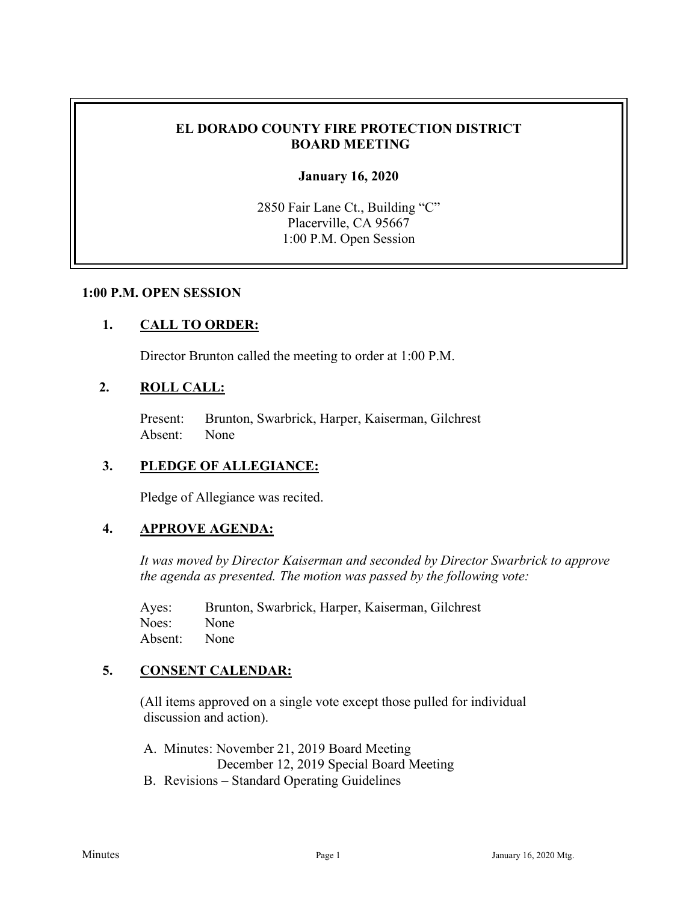# EL DORADO COUNTY FIRE PROTECTION DISTRICT
# BOARD MEETING

**January 16, 2020**

2850 Fair Lane Ct., Building "C"
Placerville, CA 95667
1:00 P.M. Open Session

**1:00 P.M. OPEN SESSION**

## 1. CALL TO ORDER:

Director Brunton called the meeting to order at 1:00 P.M.

## 2. ROLL CALL:

Present: Brunton, Swarbrick, Harper, Kaiserman, Gilchrest
Absent: None

## 3. PLEDGE OF ALLEGIANCE:

Pledge of Allegiance was recited.

## 4. APPROVE AGENDA:

*It was moved by Director Kaiserman and seconded by Director Swarbrick to approve the agenda as presented. The motion was passed by the following vote:*

Ayes: Brunton, Swarbrick, Harper, Kaiserman, Gilchrest
Noes: None
Absent: None

## 5. CONSENT CALENDAR:

(All items approved on a single vote except those pulled for individual discussion and action).

A. Minutes: November 21, 2019 Board Meeting
December 12, 2019 Special Board Meeting
B. Revisions – Standard Operating Guidelines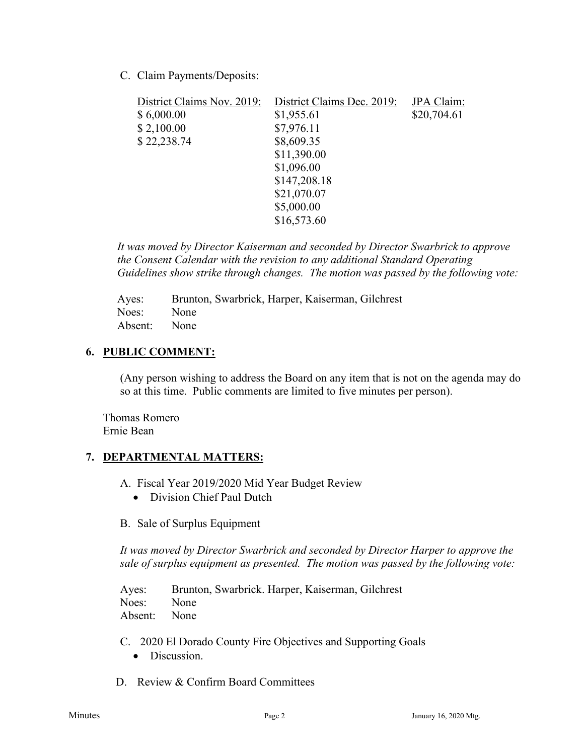C. Claim Payments/Deposits:

| District Claims Nov. 2019: | District Claims Dec. 2019: | JPA Claim: |
| --- | --- | --- |
| $ 6,000.00 | $1,955.61 | $20,704.61 |
| $ 2,100.00 | $7,976.11 | |
| $ 22,238.74 | $8,609.35 | |
| | $11,390.00 | |
| | $1,096.00 | |
| | $147,208.18 | |
| | $21,070.07 | |
| | $5,000.00 | |
| | $16,573.60 | |

*It was moved by Director Kaiserman and seconded by Director Swarbrick to approve the Consent Calendar with the revision to any additional Standard Operating Guidelines show strike through changes. The motion was passed by the following vote:*

Ayes: Brunton, Swarbrick, Harper, Kaiserman, Gilchrest
Noes: None
Absent: None

## 6. PUBLIC COMMENT:

(Any person wishing to address the Board on any item that is not on the agenda may do so at this time. Public comments are limited to five minutes per person).

Thomas Romero
Ernie Bean

## 7. DEPARTMENTAL MATTERS:

A. Fiscal Year 2019/2020 Mid Year Budget Review

- Division Chief Paul Dutch

B. Sale of Surplus Equipment

*It was moved by Director Swarbrick and seconded by Director Harper to approve the sale of surplus equipment as presented. The motion was passed by the following vote:*

Ayes: Brunton, Swarbrick. Harper, Kaiserman, Gilchrest
Noes: None
Absent: None

C. 2020 El Dorado County Fire Objectives and Supporting Goals

- Discussion.

D. Review & Confirm Board Committees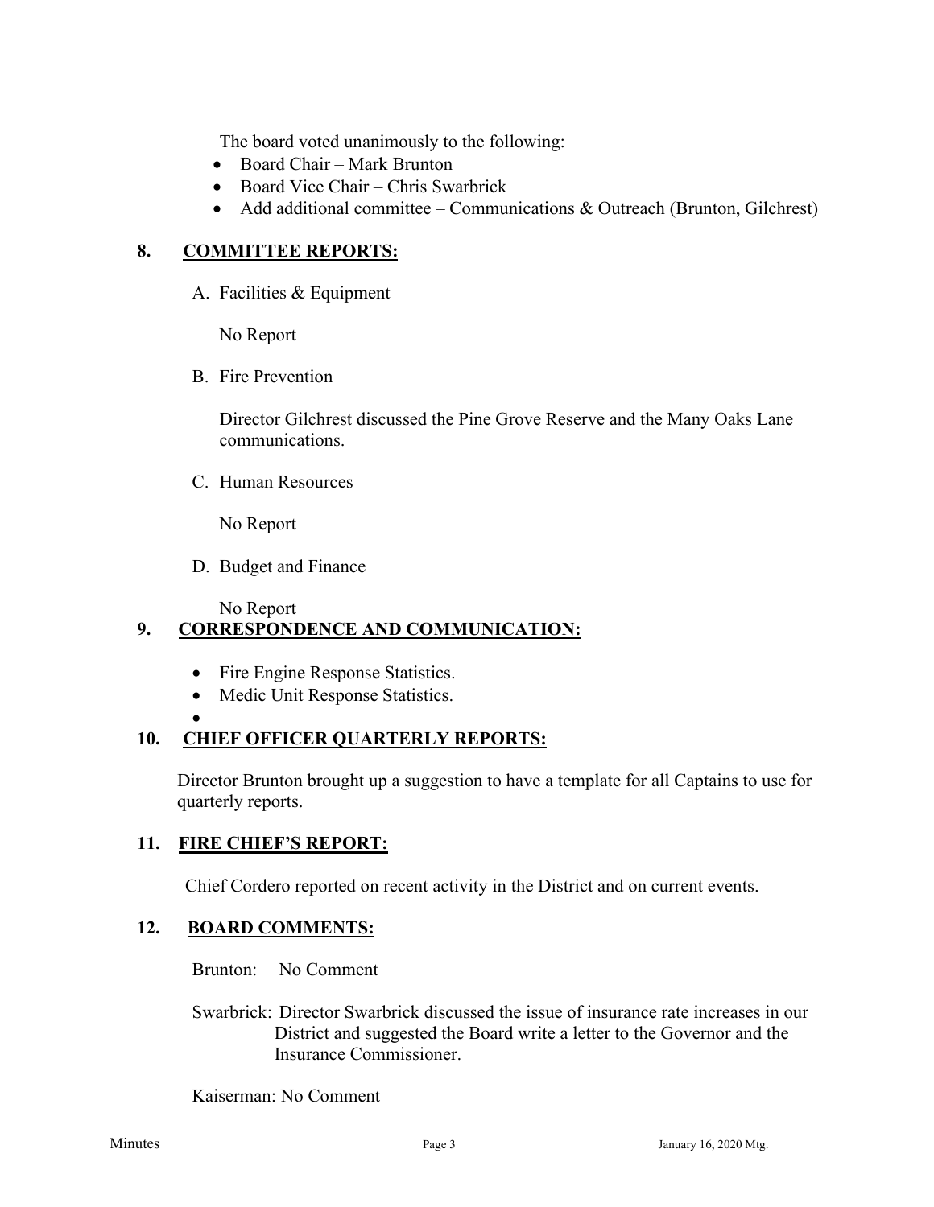The board voted unanimously to the following:

- Board Chair – Mark Brunton
- Board Vice Chair – Chris Swarbrick
- Add additional committee – Communications & Outreach (Brunton, Gilchrest)

## 8. COMMITTEE REPORTS:

A. Facilities & Equipment

No Report

B. Fire Prevention

Director Gilchrest discussed the Pine Grove Reserve and the Many Oaks Lane communications.

C. Human Resources

No Report

D. Budget and Finance

No Report

## 9. CORRESPONDENCE AND COMMUNICATION:

- Fire Engine Response Statistics.
- Medic Unit Response Statistics.
-

## 10. CHIEF OFFICER QUARTERLY REPORTS:

Director Brunton brought up a suggestion to have a template for all Captains to use for quarterly reports.

## 11. FIRE CHIEF'S REPORT:

Chief Cordero reported on recent activity in the District and on current events.

## 12. BOARD COMMENTS:

Brunton: No Comment

Swarbrick: Director Swarbrick discussed the issue of insurance rate increases in our District and suggested the Board write a letter to the Governor and the Insurance Commissioner.

Kaiserman: No Comment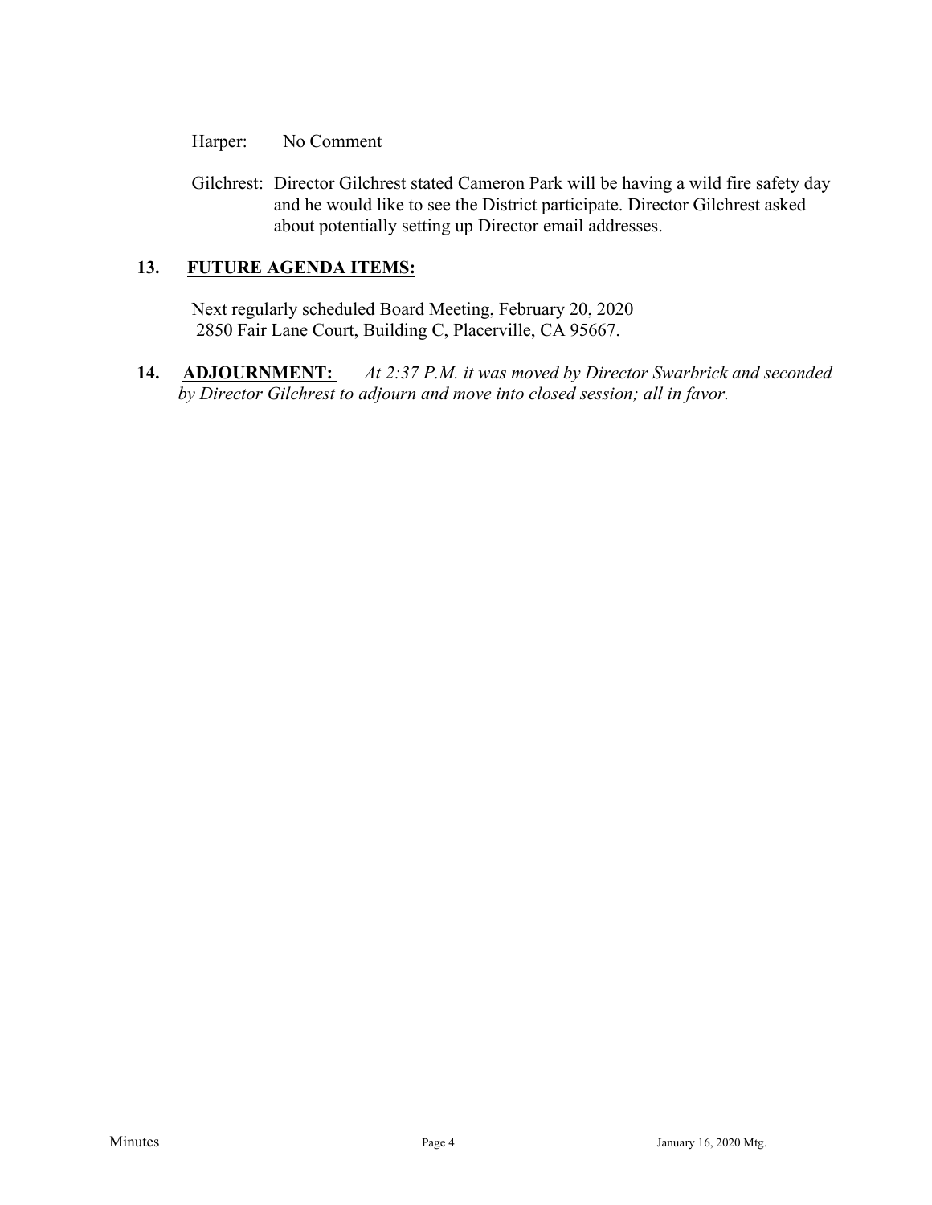Harper: No Comment

Gilchrest: Director Gilchrest stated Cameron Park will be having a wild fire safety day and he would like to see the District participate. Director Gilchrest asked about potentially setting up Director email addresses.

**13. <u>FUTURE AGENDA ITEMS:</u>**

Next regularly scheduled Board Meeting, February 20, 2020
2850 Fair Lane Court, Building C, Placerville, CA 95667.

**14. <u>ADJOURNMENT:</u>** *At 2:37 P.M. it was moved by Director Swarbrick and seconded by Director Gilchrest to adjourn and move into closed session; all in favor.*